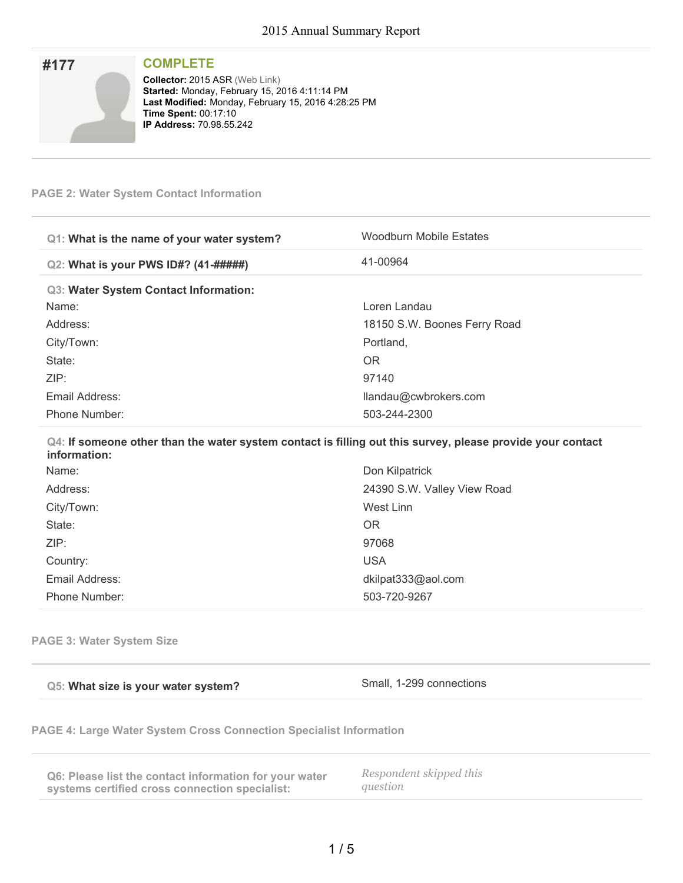**#177**

**COMPLETE**

**Collector:** 2015 ASR (Web Link)
**Started:** Monday, February 15, 2016 4:11:14 PM
**Last Modified:** Monday, February 15, 2016 4:28:25 PM
**Time Spent:** 00:17:10
**IP Address:** 70.98.55.242

## PAGE 2: Water System Contact Information

| | |
|---|---|
| **Q1: What is the name of your water system?** | Woodburn Mobile Estates |
| **Q2: What is your PWS ID#? (41-#####)** | 41-00964 |

**Q3: Water System Contact Information:**

| | |
|---|---|
| Name: | Loren Landau |
| Address: | 18150 S.W. Boones Ferry Road |
| City/Town: | Portland, |
| State: | OR |
| ZIP: | 97140 |
| Email Address: | llandau@cwbrokers.com |
| Phone Number: | 503-244-2300 |

**Q4: If someone other than the water system contact is filling out this survey, please provide your contact information:**

| | |
|---|---|
| Name: | Don Kilpatrick |
| Address: | 24390 S.W. Valley View Road |
| City/Town: | West Linn |
| State: | OR |
| ZIP: | 97068 |
| Country: | USA |
| Email Address: | dkilpat333@aol.com |
| Phone Number: | 503-720-9267 |

## PAGE 3: Water System Size

| | |
|---|---|
| **Q5: What size is your water system?** | Small, 1-299 connections |

## PAGE 4: Large Water System Cross Connection Specialist Information

| | |
|---|---|
| **Q6: Please list the contact information for your water systems certified cross connection specialist:** | *Respondent skipped this question* |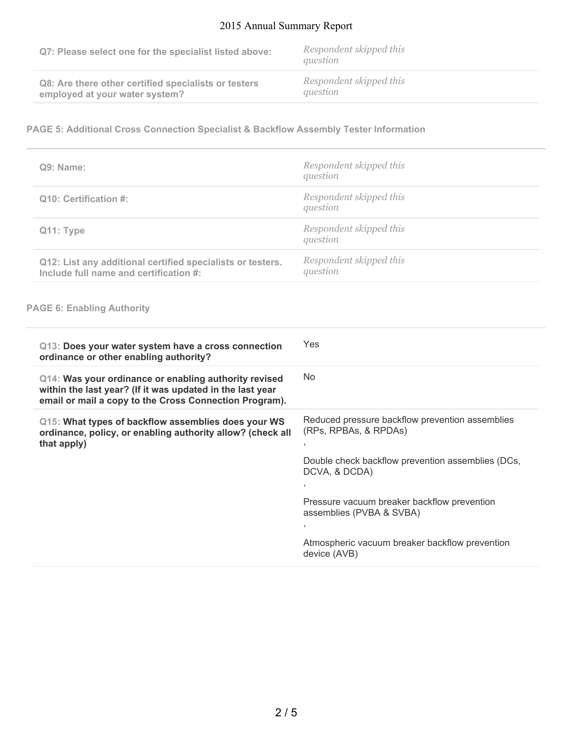| | |
|---|---|
| **Q7: Please select one for the specialist listed above:** | *Respondent skipped this question* |
| **Q8: Are there other certified specialists or testers employed at your water system?** | *Respondent skipped this question* |

## PAGE 5: Additional Cross Connection Specialist & Backflow Assembly Tester Information

| | |
|---|---|
| **Q9: Name:** | *Respondent skipped this question* |
| **Q10: Certification #:** | *Respondent skipped this question* |
| **Q11: Type** | *Respondent skipped this question* |
| **Q12: List any additional certified specialists or testers. Include full name and certification #:** | *Respondent skipped this question* |

## PAGE 6: Enabling Authority

| | |
|---|---|
| Q13: **Does your water system have a cross connection ordinance or other enabling authority?** | Yes |
| Q14: **Was your ordinance or enabling authority revised within the last year? (If it was updated in the last year email or mail a copy to the Cross Connection Program).** | No |
| Q15: **What types of backflow assemblies does your WS ordinance, policy, or enabling authority allow? (check all that apply)** | Reduced pressure backflow prevention assemblies (RPs, RPBAs, & RPDAs) , Double check backflow prevention assemblies (DCs, DCVA, & DCDA) , Pressure vacuum breaker backflow prevention assemblies (PVBA & SVBA) , Atmospheric vacuum breaker backflow prevention device (AVB) |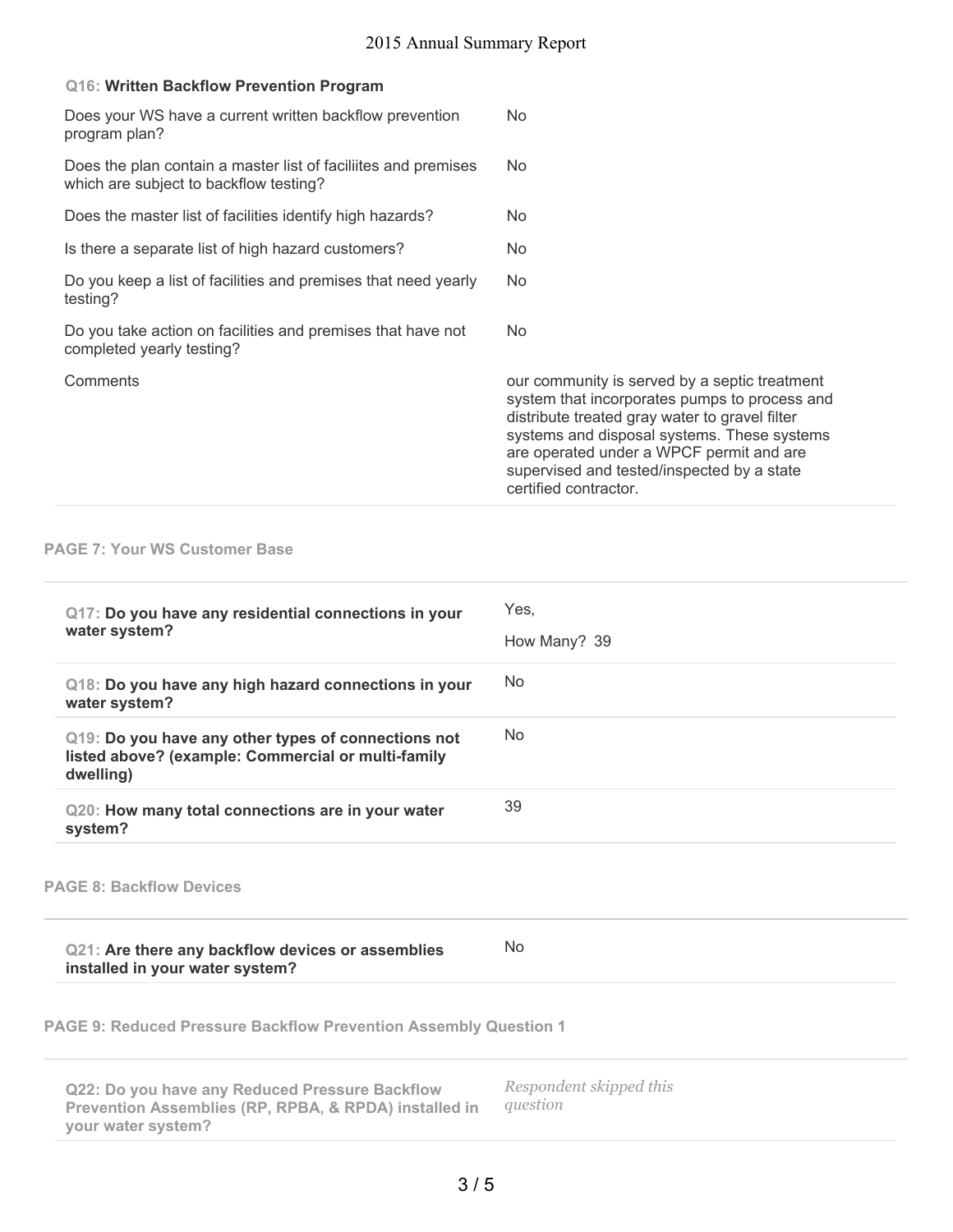**Q16: Written Backflow Prevention Program**

| | |
|---|---|
| Does your WS have a current written backflow prevention program plan? | No |
| Does the plan contain a master list of faciliites and premises which are subject to backflow testing? | No |
| Does the master list of facilities identify high hazards? | No |
| Is there a separate list of high hazard customers? | No |
| Do you keep a list of facilities and premises that need yearly testing? | No |
| Do you take action on facilities and premises that have not completed yearly testing? | No |
| Comments | our community is served by a septic treatment system that incorporates pumps to process and distribute treated gray water to gravel filter systems and disposal systems. These systems are operated under a WPCF permit and are supervised and tested/inspected by a state certified contractor. |

## PAGE 7: Your WS Customer Base

| | |
|---|---|
| **Q17: Do you have any residential connections in your water system?** | Yes, How Many? 39 |
| **Q18: Do you have any high hazard connections in your water system?** | No |
| **Q19: Do you have any other types of connections not listed above? (example: Commercial or multi-family dwelling)** | No |
| **Q20: How many total connections are in your water system?** | 39 |

## PAGE 8: Backflow Devices

| | |
|---|---|
| **Q21: Are there any backflow devices or assemblies installed in your water system?** | No |

## PAGE 9: Reduced Pressure Backflow Prevention Assembly Question 1

| | |
|---|---|
| **Q22: Do you have any Reduced Pressure Backflow Prevention Assemblies (RP, RPBA, & RPDA) installed in your water system?** | *Respondent skipped this question* |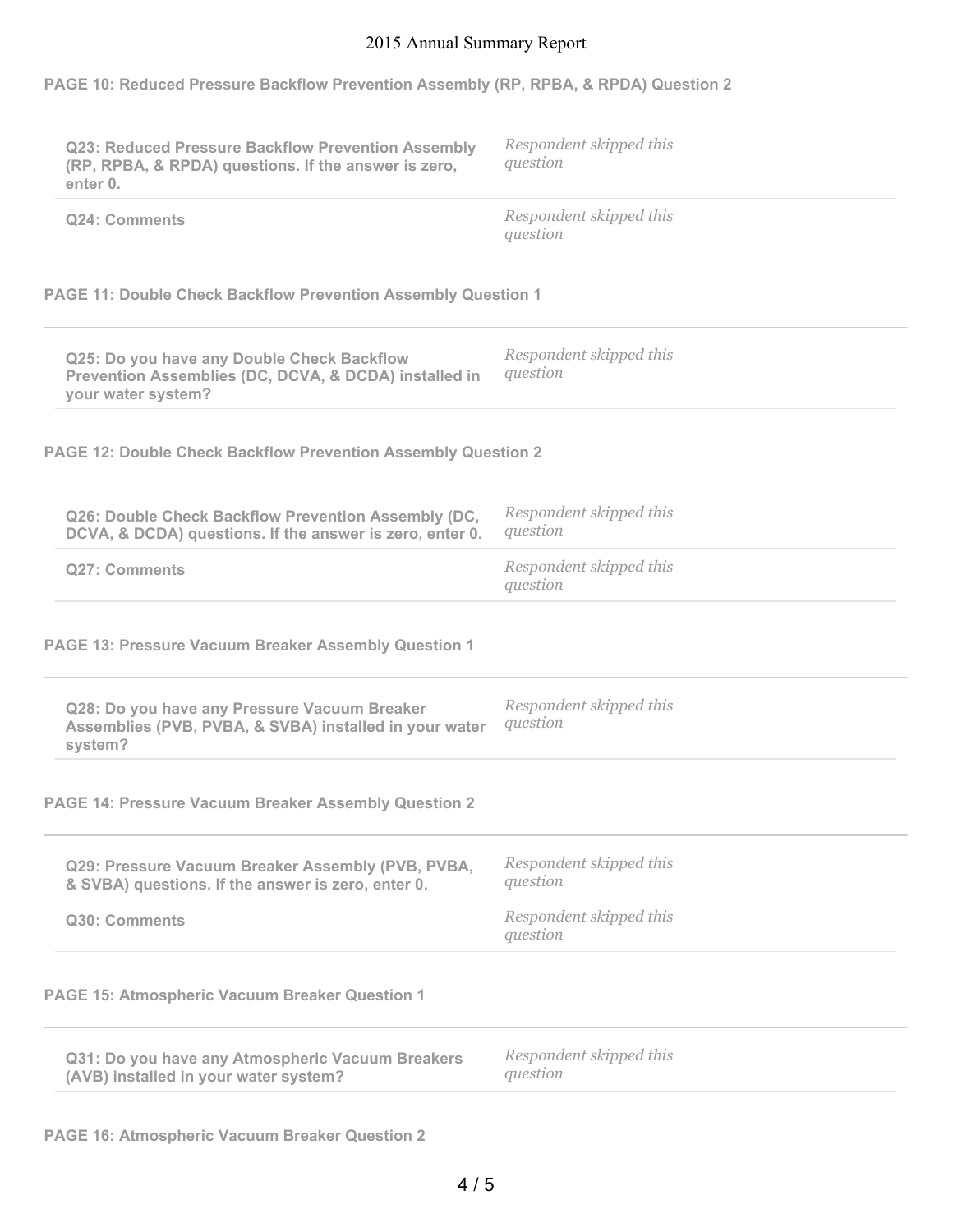**PAGE 10: Reduced Pressure Backflow Prevention Assembly (RP, RPBA, & RPDA) Question 2**

| | |
|---|---|
| **Q23: Reduced Pressure Backflow Prevention Assembly (RP, RPBA, & RPDA) questions. If the answer is zero, enter 0.** | *Respondent skipped this question* |
| **Q24: Comments** | *Respondent skipped this question* |

**PAGE 11: Double Check Backflow Prevention Assembly Question 1**

| | |
|---|---|
| **Q25: Do you have any Double Check Backflow Prevention Assemblies (DC, DCVA, & DCDA) installed in your water system?** | *Respondent skipped this question* |

**PAGE 12: Double Check Backflow Prevention Assembly Question 2**

| | |
|---|---|
| **Q26: Double Check Backflow Prevention Assembly (DC, DCVA, & DCDA) questions. If the answer is zero, enter 0.** | *Respondent skipped this question* |
| **Q27: Comments** | *Respondent skipped this question* |

**PAGE 13: Pressure Vacuum Breaker Assembly Question 1**

| | |
|---|---|
| **Q28: Do you have any Pressure Vacuum Breaker Assemblies (PVB, PVBA, & SVBA) installed in your water system?** | *Respondent skipped this question* |

**PAGE 14: Pressure Vacuum Breaker Assembly Question 2**

| | |
|---|---|
| **Q29: Pressure Vacuum Breaker Assembly (PVB, PVBA, & SVBA) questions. If the answer is zero, enter 0.** | *Respondent skipped this question* |
| **Q30: Comments** | *Respondent skipped this question* |

**PAGE 15: Atmospheric Vacuum Breaker Question 1**

| | |
|---|---|
| **Q31: Do you have any Atmospheric Vacuum Breakers (AVB) installed in your water system?** | *Respondent skipped this question* |

**PAGE 16: Atmospheric Vacuum Breaker Question 2**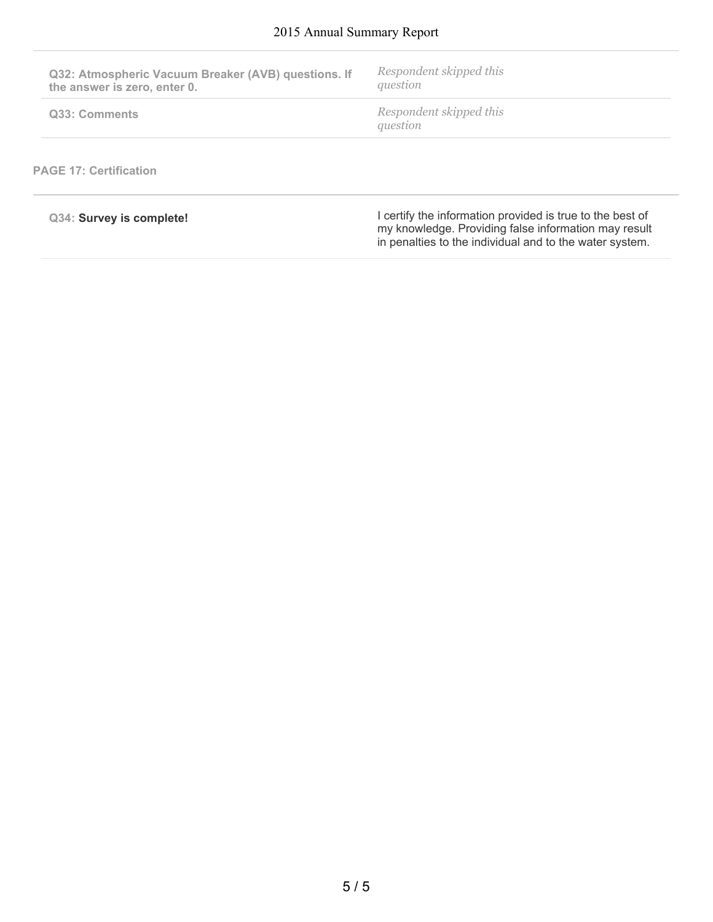| | |
|---|---|
| **Q32: Atmospheric Vacuum Breaker (AVB) questions. If the answer is zero, enter 0.** | *Respondent skipped this question* |
| **Q33: Comments** | *Respondent skipped this question* |

**PAGE 17: Certification**

| | |
|---|---|
| **Q34: Survey is complete!** | I certify the information provided is true to the best of my knowledge. Providing false information may result in penalties to the individual and to the water system. |